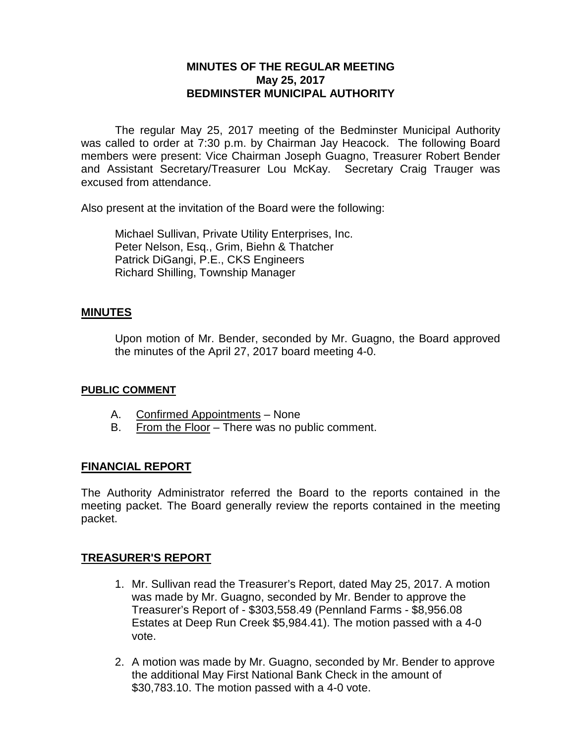**MINUTES OF THE REGULAR MEETING**
**May 25, 2017**
**BEDMINSTER MUNICIPAL AUTHORITY**

The regular May 25, 2017 meeting of the Bedminster Municipal Authority was called to order at 7:30 p.m. by Chairman Jay Heacock. The following Board members were present: Vice Chairman Joseph Guagno, Treasurer Robert Bender and Assistant Secretary/Treasurer Lou McKay. Secretary Craig Trauger was excused from attendance.

Also present at the invitation of the Board were the following:

Michael Sullivan, Private Utility Enterprises, Inc.
Peter Nelson, Esq., Grim, Biehn & Thatcher
Patrick DiGangi, P.E., CKS Engineers
Richard Shilling, Township Manager

## MINUTES

Upon motion of Mr. Bender, seconded by Mr. Guagno, the Board approved the minutes of the April 27, 2017 board meeting 4-0.

## PUBLIC COMMENT

A. Confirmed Appointments – None
B. From the Floor – There was no public comment.

## FINANCIAL REPORT

The Authority Administrator referred the Board to the reports contained in the meeting packet. The Board generally review the reports contained in the meeting packet.

## TREASURER'S REPORT

1. Mr. Sullivan read the Treasurer's Report, dated May 25, 2017. A motion was made by Mr. Guagno, seconded by Mr. Bender to approve the Treasurer's Report of - $303,558.49 (Pennland Farms - $8,956.08 Estates at Deep Run Creek $5,984.41). The motion passed with a 4-0 vote.

2. A motion was made by Mr. Guagno, seconded by Mr. Bender to approve the additional May First National Bank Check in the amount of $30,783.10. The motion passed with a 4-0 vote.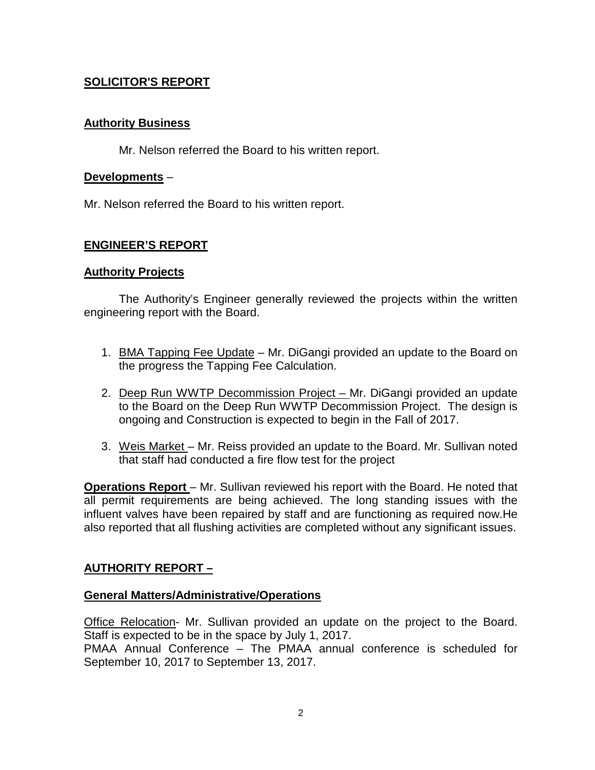## SOLICITOR'S REPORT

### Authority Business

Mr. Nelson referred the Board to his written report.

### Developments –

Mr. Nelson referred the Board to his written report.

## ENGINEER'S REPORT

### Authority Projects

The Authority's Engineer generally reviewed the projects within the written engineering report with the Board.

1. BMA Tapping Fee Update – Mr. DiGangi provided an update to the Board on the progress the Tapping Fee Calculation.

2. Deep Run WWTP Decommission Project – Mr. DiGangi provided an update to the Board on the Deep Run WWTP Decommission Project. The design is ongoing and Construction is expected to begin in the Fall of 2017.

3. Weis Market – Mr. Reiss provided an update to the Board. Mr. Sullivan noted that staff had conducted a fire flow test for the project

**Operations Report** – Mr. Sullivan reviewed his report with the Board. He noted that all permit requirements are being achieved. The long standing issues with the influent valves have been repaired by staff and are functioning as required now.He also reported that all flushing activities are completed without any significant issues.

## AUTHORITY REPORT –

### General Matters/Administrative/Operations

Office Relocation- Mr. Sullivan provided an update on the project to the Board. Staff is expected to be in the space by July 1, 2017.
PMAA Annual Conference – The PMAA annual conference is scheduled for September 10, 2017 to September 13, 2017.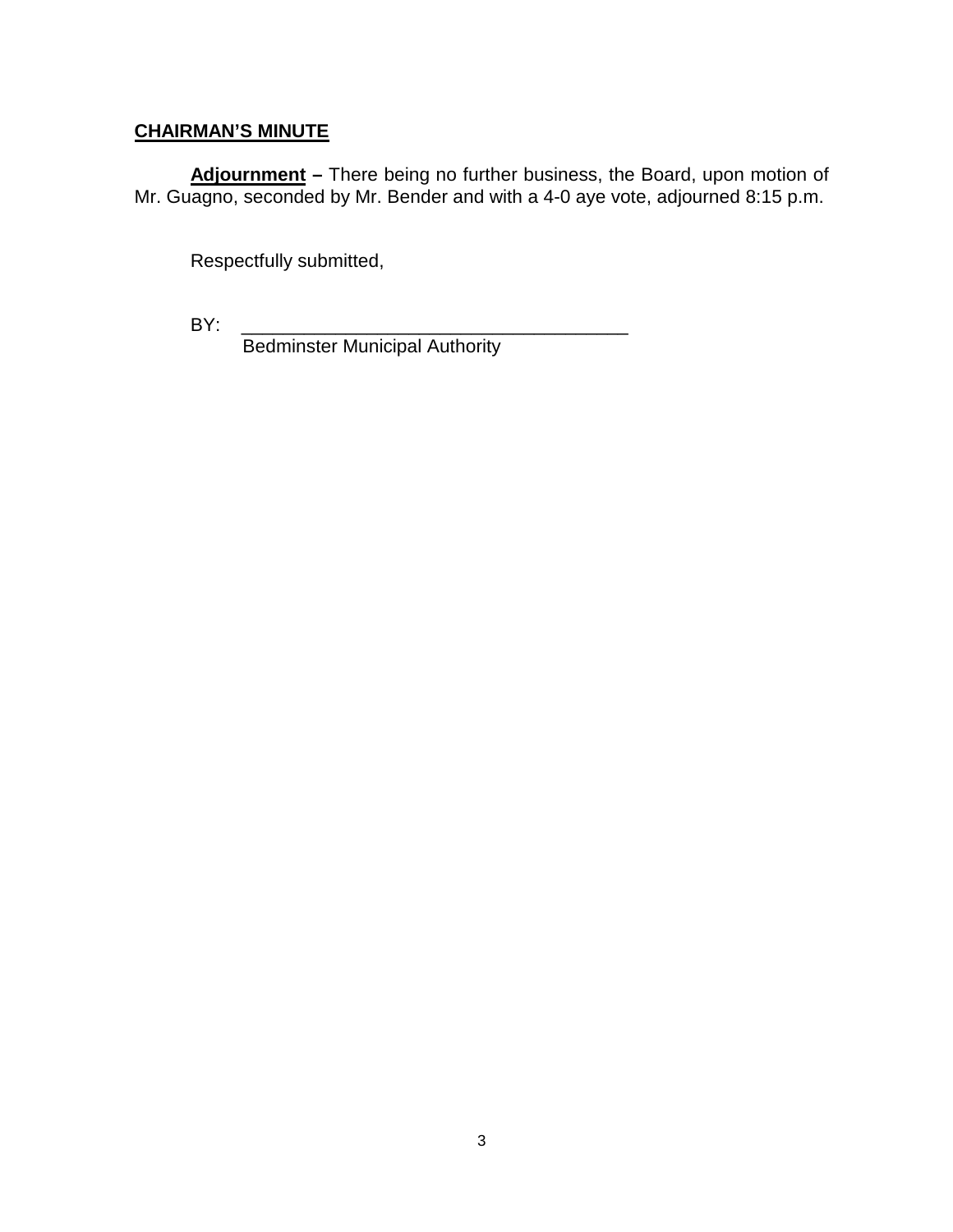**CHAIRMAN'S MINUTE**

**Adjournment –** There being no further business, the Board, upon motion of Mr. Guagno, seconded by Mr. Bender and with a 4-0 aye vote, adjourned 8:15 p.m.

Respectfully submitted,

BY: \_\_\_\_\_\_\_\_\_\_\_\_\_\_\_\_\_\_\_\_\_\_\_\_\_\_\_\_\_\_\_\_\_\_\_\_\_\_\_
Bedminster Municipal Authority